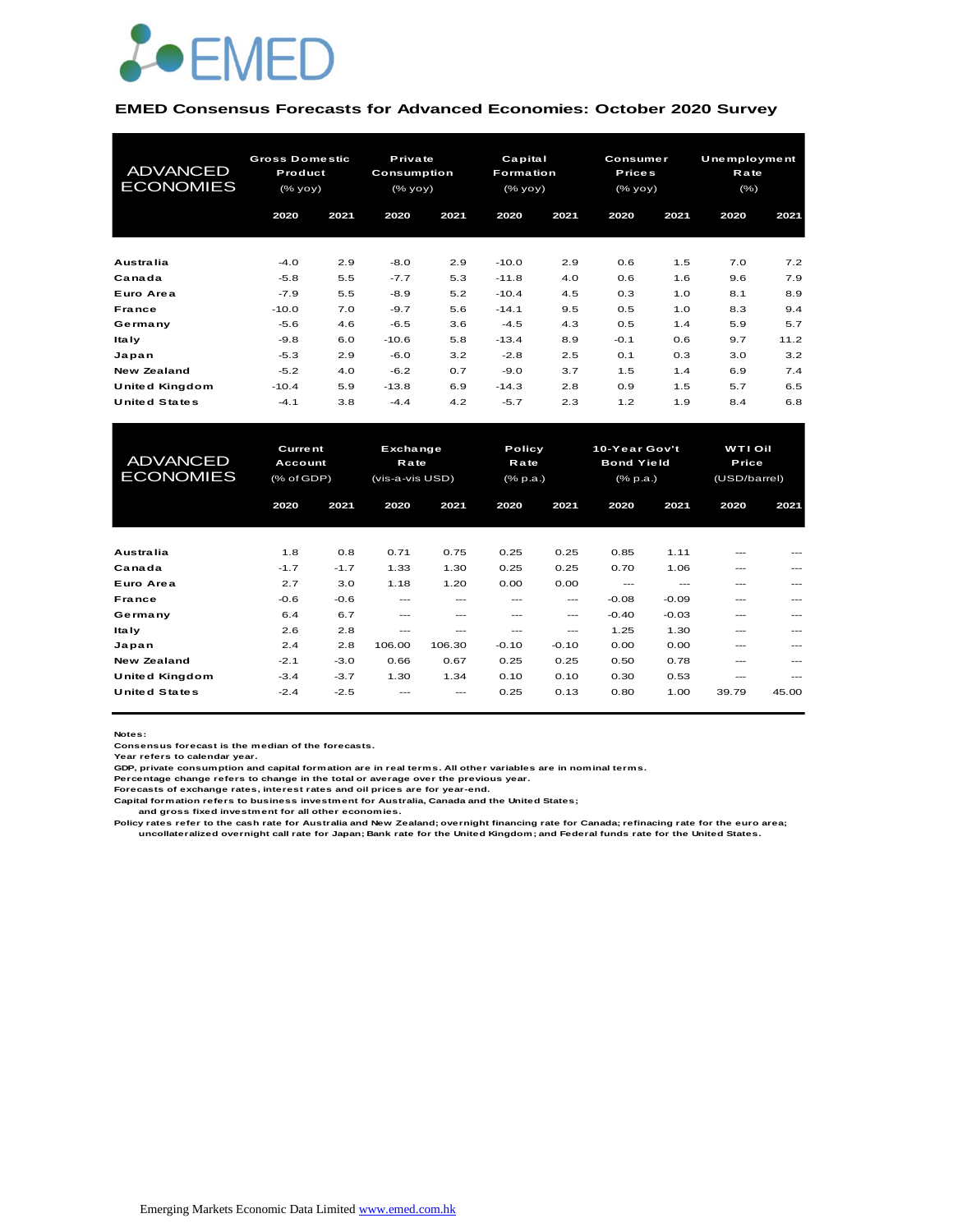EMED

**EMED Consensus Forecasts for Advanced Economies: October 2020 Survey**

| ADVANCED ECONOMIES | Gross Domestic Product (% yoy) | | Private Consumption (% yoy) | | Capital Formation (% yoy) | | Consumer Prices (% yoy) | | Unemployment Rate (%) | |
|---|---|---|---|---|---|---|---|---|---|---|
| | 2020 | 2021 | 2020 | 2021 | 2020 | 2021 | 2020 | 2021 | 2020 | 2021 |
| Australia | -4.0 | 2.9 | -8.0 | 2.9 | -10.0 | 2.9 | 0.6 | 1.5 | 7.0 | 7.2 |
| Canada | -5.8 | 5.5 | -7.7 | 5.3 | -11.8 | 4.0 | 0.6 | 1.6 | 9.6 | 7.9 |
| Euro Area | -7.9 | 5.5 | -8.9 | 5.2 | -10.4 | 4.5 | 0.3 | 1.0 | 8.1 | 8.9 |
| France | -10.0 | 7.0 | -9.7 | 5.6 | -14.1 | 9.5 | 0.5 | 1.0 | 8.3 | 9.4 |
| Germany | -5.6 | 4.6 | -6.5 | 3.6 | -4.5 | 4.3 | 0.5 | 1.4 | 5.9 | 5.7 |
| Italy | -9.8 | 6.0 | -10.6 | 5.8 | -13.4 | 8.9 | -0.1 | 0.6 | 9.7 | 11.2 |
| Japan | -5.3 | 2.9 | -6.0 | 3.2 | -2.8 | 2.5 | 0.1 | 0.3 | 3.0 | 3.2 |
| New Zealand | -5.2 | 4.0 | -6.2 | 0.7 | -9.0 | 3.7 | 1.5 | 1.4 | 6.9 | 7.4 |
| United Kingdom | -10.4 | 5.9 | -13.8 | 6.9 | -14.3 | 2.8 | 0.9 | 1.5 | 5.7 | 6.5 |
| United States | -4.1 | 3.8 | -4.4 | 4.2 | -5.7 | 2.3 | 1.2 | 1.9 | 8.4 | 6.8 |

| ADVANCED ECONOMIES | Current Account (% of GDP) | | Exchange Rate (vis-a-vis USD) | | Policy Rate (% p.a.) | | 10-Year Gov't Bond Yield (% p.a.) | | WTI Oil Price (USD/barrel) | |
|---|---|---|---|---|---|---|---|---|---|---|
| | 2020 | 2021 | 2020 | 2021 | 2020 | 2021 | 2020 | 2021 | 2020 | 2021 |
| Australia | 1.8 | 0.8 | 0.71 | 0.75 | 0.25 | 0.25 | 0.85 | 1.11 | --- | --- |
| Canada | -1.7 | -1.7 | 1.33 | 1.30 | 0.25 | 0.25 | 0.70 | 1.06 | --- | --- |
| Euro Area | 2.7 | 3.0 | 1.18 | 1.20 | 0.00 | 0.00 | --- | --- | --- | --- |
| France | -0.6 | -0.6 | --- | --- | --- | --- | -0.08 | -0.09 | --- | --- |
| Germany | 6.4 | 6.7 | --- | --- | --- | --- | -0.40 | -0.03 | --- | --- |
| Italy | 2.6 | 2.8 | --- | --- | --- | --- | 1.25 | 1.30 | --- | --- |
| Japan | 2.4 | 2.8 | 106.00 | 106.30 | -0.10 | -0.10 | 0.00 | 0.00 | --- | --- |
| New Zealand | -2.1 | -3.0 | 0.66 | 0.67 | 0.25 | 0.25 | 0.50 | 0.78 | --- | --- |
| United Kingdom | -3.4 | -3.7 | 1.30 | 1.34 | 0.10 | 0.10 | 0.30 | 0.53 | --- | --- |
| United States | -2.4 | -2.5 | --- | --- | 0.25 | 0.13 | 0.80 | 1.00 | 39.79 | 45.00 |

**Notes:**
Consensus forecast is the median of the forecasts.
Year refers to calendar year.
GDP, private consumption and capital formation are in real terms. All other variables are in nominal terms.
Percentage change refers to change in the total or average over the previous year.
Forecasts of exchange rates, interest rates and oil prices are for year-end.
Capital formation refers to business investment for Australia, Canada and the United States;
and gross fixed investment for all other economies.
Policy rates refer to the cash rate for Australia and New Zealand; overnight financing rate for Canada; refinacing rate for the euro area;
uncollateralized overnight call rate for Japan; Bank rate for the United Kingdom; and Federal funds rate for the United States.

Emerging Markets Economic Data Limited www.emed.com.hk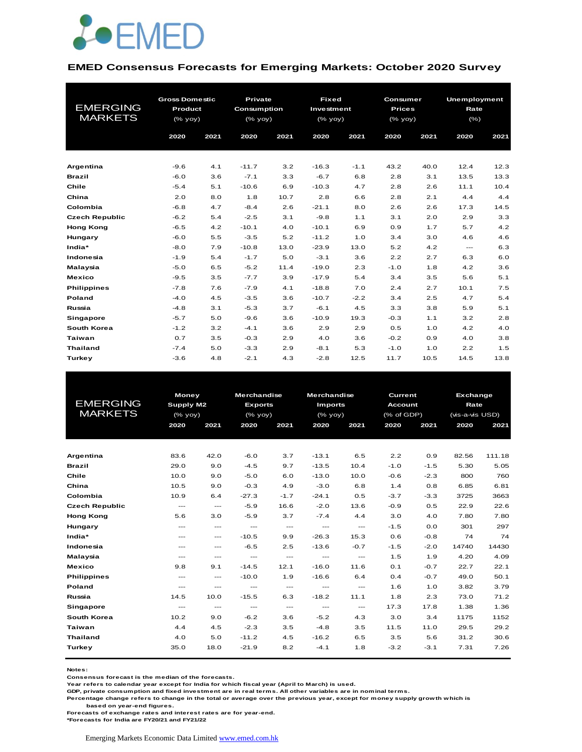# EMED Consensus Forecasts for Emerging Markets: October 2020 Survey

| EMERGING MARKETS | Gross Domestic Product (% yoy) | | Private Consumption (% yoy) | | Fixed Investment (% yoy) | | Consumer Prices (% yoy) | | Unemployment Rate (%) | |
|---|---|---|---|---|---|---|---|---|---|---|
| | 2020 | 2021 | 2020 | 2021 | 2020 | 2021 | 2020 | 2021 | 2020 | 2021 |
| **Argentina** | -9.6 | 4.1 | -11.7 | 3.2 | -16.3 | -1.1 | 43.2 | 40.0 | 12.4 | 12.3 |
| **Brazil** | -6.0 | 3.6 | -7.1 | 3.3 | -6.7 | 6.8 | 2.8 | 3.1 | 13.5 | 13.3 |
| **Chile** | -5.4 | 5.1 | -10.6 | 6.9 | -10.3 | 4.7 | 2.8 | 2.6 | 11.1 | 10.4 |
| **China** | 2.0 | 8.0 | 1.8 | 10.7 | 2.8 | 6.6 | 2.8 | 2.1 | 4.4 | 4.4 |
| **Colombia** | -6.8 | 4.7 | -8.4 | 2.6 | -21.1 | 8.0 | 2.6 | 2.6 | 17.3 | 14.5 |
| **Czech Republic** | -6.2 | 5.4 | -2.5 | 3.1 | -9.8 | 1.1 | 3.1 | 2.0 | 2.9 | 3.3 |
| **Hong Kong** | -6.5 | 4.2 | -10.1 | 4.0 | -10.1 | 6.9 | 0.9 | 1.7 | 5.7 | 4.2 |
| **Hungary** | -6.0 | 5.5 | -3.5 | 5.2 | -11.2 | 1.0 | 3.4 | 3.0 | 4.6 | 4.6 |
| **India*** | -8.0 | 7.9 | -10.8 | 13.0 | -23.9 | 13.0 | 5.2 | 4.2 | --- | 6.3 |
| **Indonesia** | -1.9 | 5.4 | -1.7 | 5.0 | -3.1 | 3.6 | 2.2 | 2.7 | 6.3 | 6.0 |
| **Malaysia** | -5.0 | 6.5 | -5.2 | 11.4 | -19.0 | 2.3 | -1.0 | 1.8 | 4.2 | 3.6 |
| **Mexico** | -9.5 | 3.5 | -7.7 | 3.9 | -17.9 | 5.4 | 3.4 | 3.5 | 5.6 | 5.1 |
| **Philippines** | -7.8 | 7.6 | -7.9 | 4.1 | -18.8 | 7.0 | 2.4 | 2.7 | 10.1 | 7.5 |
| **Poland** | -4.0 | 4.5 | -3.5 | 3.6 | -10.7 | -2.2 | 3.4 | 2.5 | 4.7 | 5.4 |
| **Russia** | -4.8 | 3.1 | -5.3 | 3.7 | -6.1 | 4.5 | 3.3 | 3.8 | 5.9 | 5.1 |
| **Singapore** | -5.7 | 5.0 | -9.6 | 3.6 | -10.9 | 19.3 | -0.3 | 1.1 | 3.2 | 2.8 |
| **South Korea** | -1.2 | 3.2 | -4.1 | 3.6 | 2.9 | 2.9 | 0.5 | 1.0 | 4.2 | 4.0 |
| **Taiwan** | 0.7 | 3.5 | -0.3 | 2.9 | 4.0 | 3.6 | -0.2 | 0.9 | 4.0 | 3.8 |
| **Thailand** | -7.4 | 5.0 | -3.3 | 2.9 | -8.1 | 5.3 | -1.0 | 1.0 | 2.2 | 1.5 |
| **Turkey** | -3.6 | 4.8 | -2.1 | 4.3 | -2.8 | 12.5 | 11.7 | 10.5 | 14.5 | 13.8 |

| EMERGING MARKETS | Money Supply M2 (% yoy) | | Merchandise Exports (% yoy) | | Merchandise Imports (% yoy) | | Current Account (% of GDP) | | Exchange Rate (vis-a-vis USD) | |
|---|---|---|---|---|---|---|---|---|---|---|
| | 2020 | 2021 | 2020 | 2021 | 2020 | 2021 | 2020 | 2021 | 2020 | 2021 |
| **Argentina** | 83.6 | 42.0 | -6.0 | 3.7 | -13.1 | 6.5 | 2.2 | 0.9 | 82.56 | 111.18 |
| **Brazil** | 29.0 | 9.0 | -4.5 | 9.7 | -13.5 | 10.4 | -1.0 | -1.5 | 5.30 | 5.05 |
| **Chile** | 10.0 | 9.0 | -5.0 | 6.0 | -13.0 | 10.0 | -0.6 | -2.3 | 800 | 760 |
| **China** | 10.5 | 9.0 | -0.3 | 4.9 | -3.0 | 6.8 | 1.4 | 0.8 | 6.85 | 6.81 |
| **Colombia** | 10.9 | 6.4 | -27.3 | -1.7 | -24.1 | 0.5 | -3.7 | -3.3 | 3725 | 3663 |
| **Czech Republic** | --- | --- | -5.9 | 16.6 | -2.0 | 13.6 | -0.9 | 0.5 | 22.9 | 22.6 |
| **Hong Kong** | 5.6 | 3.0 | -5.9 | 3.7 | -7.4 | 4.4 | 3.0 | 4.0 | 7.80 | 7.80 |
| **Hungary** | --- | --- | --- | --- | --- | --- | -1.5 | 0.0 | 301 | 297 |
| **India*** | --- | --- | -10.5 | 9.9 | -26.3 | 15.3 | 0.6 | -0.8 | 74 | 74 |
| **Indonesia** | --- | --- | -6.5 | 2.5 | -13.6 | -0.7 | -1.5 | -2.0 | 14740 | 14430 |
| **Malaysia** | --- | --- | --- | --- | --- | --- | 1.5 | 1.9 | 4.20 | 4.09 |
| **Mexico** | 9.8 | 9.1 | -14.5 | 12.1 | -16.0 | 11.6 | 0.1 | -0.7 | 22.7 | 22.1 |
| **Philippines** | --- | --- | -10.0 | 1.9 | -16.6 | 6.4 | 0.4 | -0.7 | 49.0 | 50.1 |
| **Poland** | --- | --- | --- | --- | --- | --- | 1.6 | 1.0 | 3.82 | 3.79 |
| **Russia** | 14.5 | 10.0 | -15.5 | 6.3 | -18.2 | 11.1 | 1.8 | 2.3 | 73.0 | 71.2 |
| **Singapore** | --- | --- | --- | --- | --- | --- | 17.3 | 17.8 | 1.38 | 1.36 |
| **South Korea** | 10.2 | 9.0 | -6.2 | 3.6 | -5.2 | 4.3 | 3.0 | 3.4 | 1175 | 1152 |
| **Taiwan** | 4.4 | 4.5 | -2.3 | 3.5 | -4.8 | 3.5 | 11.5 | 11.0 | 29.5 | 29.2 |
| **Thailand** | 4.0 | 5.0 | -11.2 | 4.5 | -16.2 | 6.5 | 3.5 | 5.6 | 31.2 | 30.6 |
| **Turkey** | 35.0 | 18.0 | -21.9 | 8.2 | -4.1 | 1.8 | -3.2 | -3.1 | 7.31 | 7.26 |

**Notes:**
**Consensus forecast is the median of the forecasts.**
**Year refers to calendar year except for India for which fiscal year (April to March) is used.**
**GDP, private consumption and fixed investment are in real terms. All other variables are in nominal terms.**
**Percentage change refers to change in the total or average over the previous year, except for money supply growth which is based on year-end figures.**
**Forecasts of exchange rates and interest rates are for year-end.**
**\*Forecasts for India are FY20/21 and FY21/22**

Emerging Markets Economic Data Limited www.emed.com.hk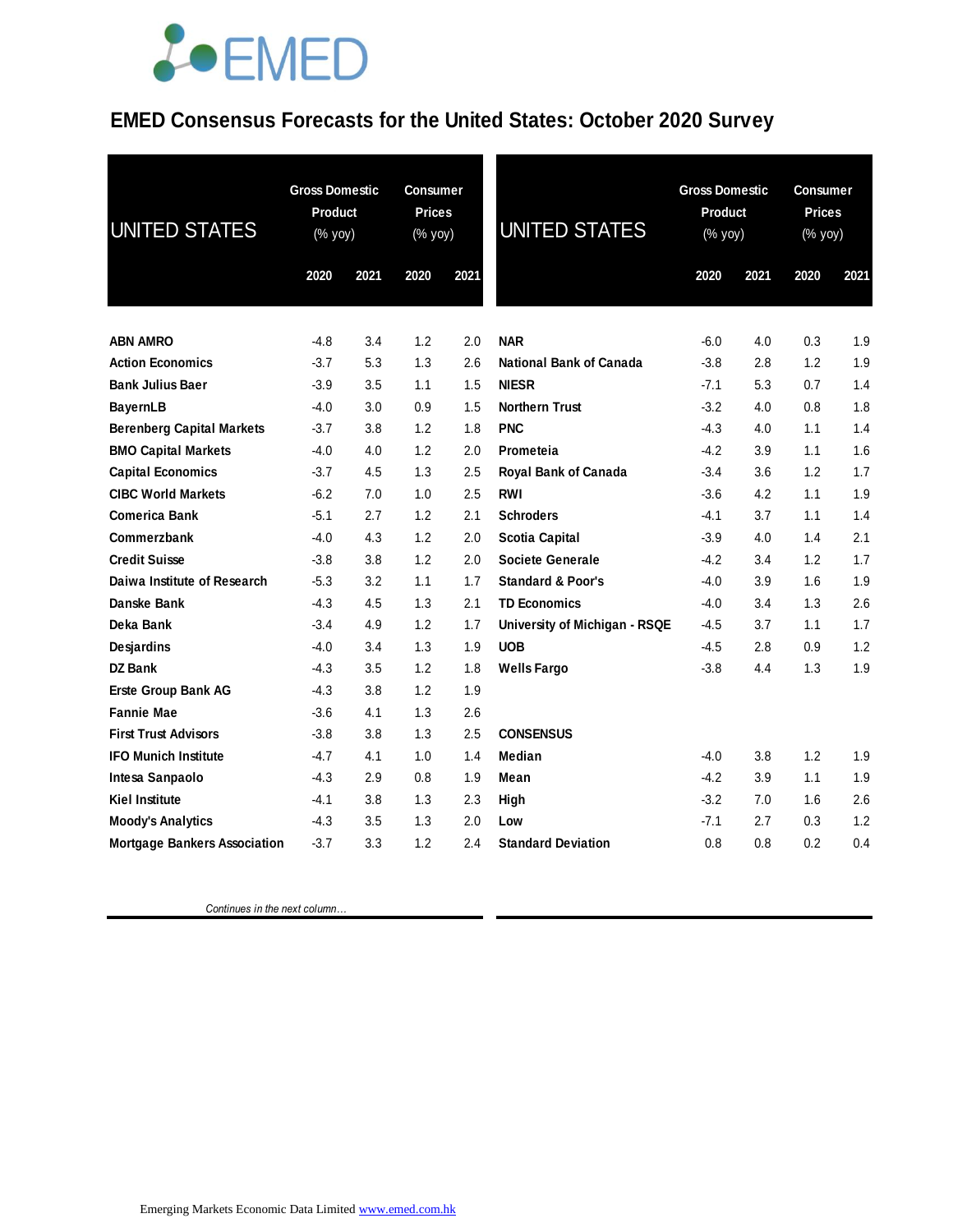# EMED Consensus Forecasts for the United States: October 2020 Survey

| UNITED STATES | Gross Domestic Product (% yoy) | | Consumer Prices (% yoy) | |
|---|---|---|---|---|
| | 2020 | 2021 | 2020 | 2021 |
| ABN AMRO | -4.8 | 3.4 | 1.2 | 2.0 |
| Action Economics | -3.7 | 5.3 | 1.3 | 2.6 |
| Bank Julius Baer | -3.9 | 3.5 | 1.1 | 1.5 |
| BayernLB | -4.0 | 3.0 | 0.9 | 1.5 |
| Berenberg Capital Markets | -3.7 | 3.8 | 1.2 | 1.8 |
| BMO Capital Markets | -4.0 | 4.0 | 1.2 | 2.0 |
| Capital Economics | -3.7 | 4.5 | 1.3 | 2.5 |
| CIBC World Markets | -6.2 | 7.0 | 1.0 | 2.5 |
| Comerica Bank | -5.1 | 2.7 | 1.2 | 2.1 |
| Commerzbank | -4.0 | 4.3 | 1.2 | 2.0 |
| Credit Suisse | -3.8 | 3.8 | 1.2 | 2.0 |
| Daiwa Institute of Research | -5.3 | 3.2 | 1.1 | 1.7 |
| Danske Bank | -4.3 | 4.5 | 1.3 | 2.1 |
| Deka Bank | -3.4 | 4.9 | 1.2 | 1.7 |
| Desjardins | -4.0 | 3.4 | 1.3 | 1.9 |
| DZ Bank | -4.3 | 3.5 | 1.2 | 1.8 |
| Erste Group Bank AG | -4.3 | 3.8 | 1.2 | 1.9 |
| Fannie Mae | -3.6 | 4.1 | 1.3 | 2.6 |
| First Trust Advisors | -3.8 | 3.8 | 1.3 | 2.5 |
| IFO Munich Institute | -4.7 | 4.1 | 1.0 | 1.4 |
| Intesa Sanpaolo | -4.3 | 2.9 | 0.8 | 1.9 |
| Kiel Institute | -4.1 | 3.8 | 1.3 | 2.3 |
| Moody's Analytics | -4.3 | 3.5 | 1.3 | 2.0 |
| Mortgage Bankers Association | -3.7 | 3.3 | 1.2 | 2.4 |
| NAR | -6.0 | 4.0 | 0.3 | 1.9 |
| National Bank of Canada | -3.8 | 2.8 | 1.2 | 1.9 |
| NIESR | -7.1 | 5.3 | 0.7 | 1.4 |
| Northern Trust | -3.2 | 4.0 | 0.8 | 1.8 |
| PNC | -4.3 | 4.0 | 1.1 | 1.4 |
| Prometeia | -4.2 | 3.9 | 1.1 | 1.6 |
| Royal Bank of Canada | -3.4 | 3.6 | 1.2 | 1.7 |
| RWI | -3.6 | 4.2 | 1.1 | 1.9 |
| Schroders | -4.1 | 3.7 | 1.1 | 1.4 |
| Scotia Capital | -3.9 | 4.0 | 1.4 | 2.1 |
| Societe Generale | -4.2 | 3.4 | 1.2 | 1.7 |
| Standard & Poor's | -4.0 | 3.9 | 1.6 | 1.9 |
| TD Economics | -4.0 | 3.4 | 1.3 | 2.6 |
| University of Michigan - RSQE | -4.5 | 3.7 | 1.1 | 1.7 |
| UOB | -4.5 | 2.8 | 0.9 | 1.2 |
| Wells Fargo | -3.8 | 4.4 | 1.3 | 1.9 |
| **CONSENSUS** | | | | |
| Median | -4.0 | 3.8 | 1.2 | 1.9 |
| Mean | -4.2 | 3.9 | 1.1 | 1.9 |
| High | -3.2 | 7.0 | 1.6 | 2.6 |
| Low | -7.1 | 2.7 | 0.3 | 1.2 |
| Standard Deviation | 0.8 | 0.8 | 0.2 | 0.4 |

*Continues in the next column…*

Emerging Markets Economic Data Limited www.emed.com.hk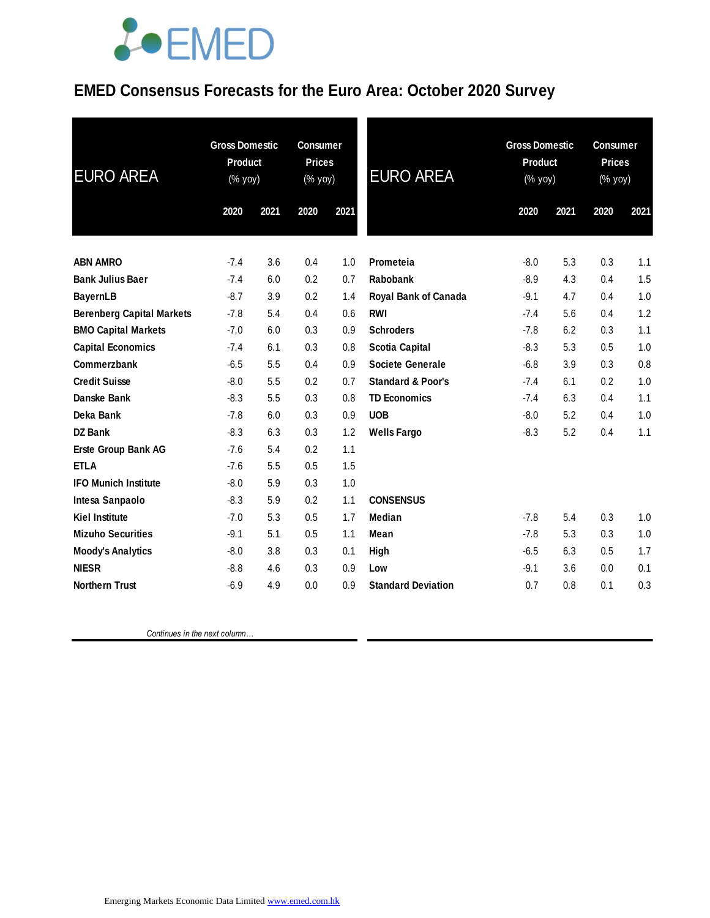# EMED Consensus Forecasts for the Euro Area: October 2020 Survey

| EURO AREA | Gross Domestic Product (% yoy) | | Consumer Prices (% yoy) | |
|---|---|---|---|---|
| | 2020 | 2021 | 2020 | 2021 |
| ABN AMRO | -7.4 | 3.6 | 0.4 | 1.0 |
| Bank Julius Baer | -7.4 | 6.0 | 0.2 | 0.7 |
| BayernLB | -8.7 | 3.9 | 0.2 | 1.4 |
| Berenberg Capital Markets | -7.8 | 5.4 | 0.4 | 0.6 |
| BMO Capital Markets | -7.0 | 6.0 | 0.3 | 0.9 |
| Capital Economics | -7.4 | 6.1 | 0.3 | 0.8 |
| Commerzbank | -6.5 | 5.5 | 0.4 | 0.9 |
| Credit Suisse | -8.0 | 5.5 | 0.2 | 0.7 |
| Danske Bank | -8.3 | 5.5 | 0.3 | 0.8 |
| Deka Bank | -7.8 | 6.0 | 0.3 | 0.9 |
| DZ Bank | -8.3 | 6.3 | 0.3 | 1.2 |
| Erste Group Bank AG | -7.6 | 5.4 | 0.2 | 1.1 |
| ETLA | -7.6 | 5.5 | 0.5 | 1.5 |
| IFO Munich Institute | -8.0 | 5.9 | 0.3 | 1.0 |
| Intesa Sanpaolo | -8.3 | 5.9 | 0.2 | 1.1 |
| Kiel Institute | -7.0 | 5.3 | 0.5 | 1.7 |
| Mizuho Securities | -9.1 | 5.1 | 0.5 | 1.1 |
| Moody's Analytics | -8.0 | 3.8 | 0.3 | 0.1 |
| NIESR | -8.8 | 4.6 | 0.3 | 0.9 |
| Northern Trust | -6.9 | 4.9 | 0.0 | 0.9 |
| Prometeia | -8.0 | 5.3 | 0.3 | 1.1 |
| Rabobank | -8.9 | 4.3 | 0.4 | 1.5 |
| Royal Bank of Canada | -9.1 | 4.7 | 0.4 | 1.0 |
| RWI | -7.4 | 5.6 | 0.4 | 1.2 |
| Schroders | -7.8 | 6.2 | 0.3 | 1.1 |
| Scotia Capital | -8.3 | 5.3 | 0.5 | 1.0 |
| Societe Generale | -6.8 | 3.9 | 0.3 | 0.8 |
| Standard & Poor's | -7.4 | 6.1 | 0.2 | 1.0 |
| TD Economics | -7.4 | 6.3 | 0.4 | 1.1 |
| UOB | -8.0 | 5.2 | 0.4 | 1.0 |
| Wells Fargo | -8.3 | 5.2 | 0.4 | 1.1 |
| **CONSENSUS** | | | | |
| Median | -7.8 | 5.4 | 0.3 | 1.0 |
| Mean | -7.8 | 5.3 | 0.3 | 1.0 |
| High | -6.5 | 6.3 | 0.5 | 1.7 |
| Low | -9.1 | 3.6 | 0.0 | 0.1 |
| Standard Deviation | 0.7 | 0.8 | 0.1 | 0.3 |

Emerging Markets Economic Data Limited www.emed.com.hk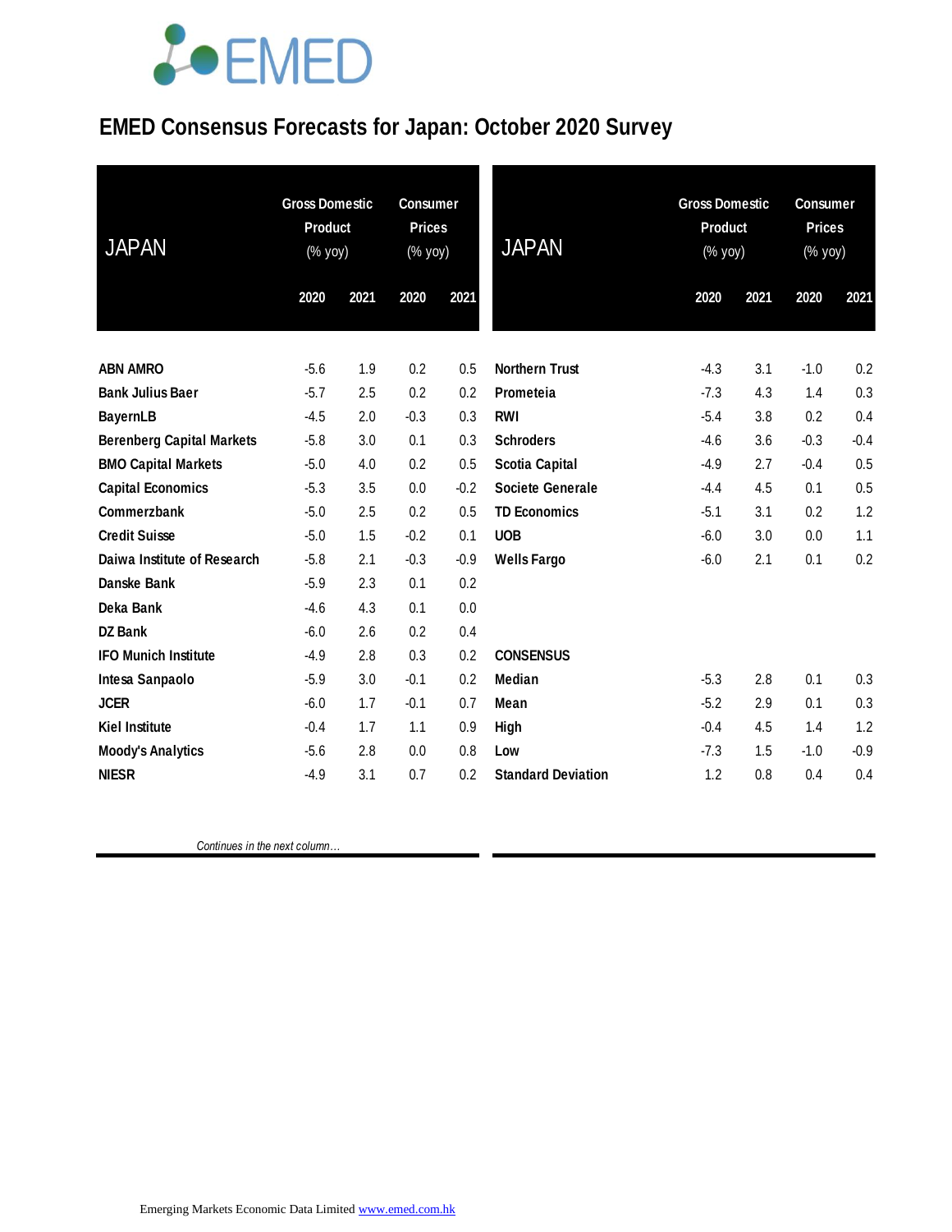# EMED Consensus Forecasts for Japan: October 2020 Survey

| JAPAN | Gross Domestic Product (% yoy) | | Consumer Prices (% yoy) | |
|---|---|---|---|---|
| | 2020 | 2021 | 2020 | 2021 |
| **ABN AMRO** | -5.6 | 1.9 | 0.2 | 0.5 |
| **Bank Julius Baer** | -5.7 | 2.5 | 0.2 | 0.2 |
| **BayernLB** | -4.5 | 2.0 | -0.3 | 0.3 |
| **Berenberg Capital Markets** | -5.8 | 3.0 | 0.1 | 0.3 |
| **BMO Capital Markets** | -5.0 | 4.0 | 0.2 | 0.5 |
| **Capital Economics** | -5.3 | 3.5 | 0.0 | -0.2 |
| **Commerzbank** | -5.0 | 2.5 | 0.2 | 0.5 |
| **Credit Suisse** | -5.0 | 1.5 | -0.2 | 0.1 |
| **Daiwa Institute of Research** | -5.8 | 2.1 | -0.3 | -0.9 |
| **Danske Bank** | -5.9 | 2.3 | 0.1 | 0.2 |
| **Deka Bank** | -4.6 | 4.3 | 0.1 | 0.0 |
| **DZ Bank** | -6.0 | 2.6 | 0.2 | 0.4 |
| **IFO Munich Institute** | -4.9 | 2.8 | 0.3 | 0.2 |
| **Intesa Sanpaolo** | -5.9 | 3.0 | -0.1 | 0.2 |
| **JCER** | -6.0 | 1.7 | -0.1 | 0.7 |
| **Kiel Institute** | -0.4 | 1.7 | 1.1 | 0.9 |
| **Moody's Analytics** | -5.6 | 2.8 | 0.0 | 0.8 |
| **NIESR** | -4.9 | 3.1 | 0.7 | 0.2 |
| **Northern Trust** | -4.3 | 3.1 | -1.0 | 0.2 |
| **Prometeia** | -7.3 | 4.3 | 1.4 | 0.3 |
| **RWI** | -5.4 | 3.8 | 0.2 | 0.4 |
| **Schroders** | -4.6 | 3.6 | -0.3 | -0.4 |
| **Scotia Capital** | -4.9 | 2.7 | -0.4 | 0.5 |
| **Societe Generale** | -4.4 | 4.5 | 0.1 | 0.5 |
| **TD Economics** | -5.1 | 3.1 | 0.2 | 1.2 |
| **UOB** | -6.0 | 3.0 | 0.0 | 1.1 |
| **Wells Fargo** | -6.0 | 2.1 | 0.1 | 0.2 |
| **CONSENSUS** | | | | |
| **Median** | -5.3 | 2.8 | 0.1 | 0.3 |
| **Mean** | -5.2 | 2.9 | 0.1 | 0.3 |
| **High** | -0.4 | 4.5 | 1.4 | 1.2 |
| **Low** | -7.3 | 1.5 | -1.0 | -0.9 |
| **Standard Deviation** | 1.2 | 0.8 | 0.4 | 0.4 |

*Continues in the next column…*

Emerging Markets Economic Data Limited www.emed.com.hk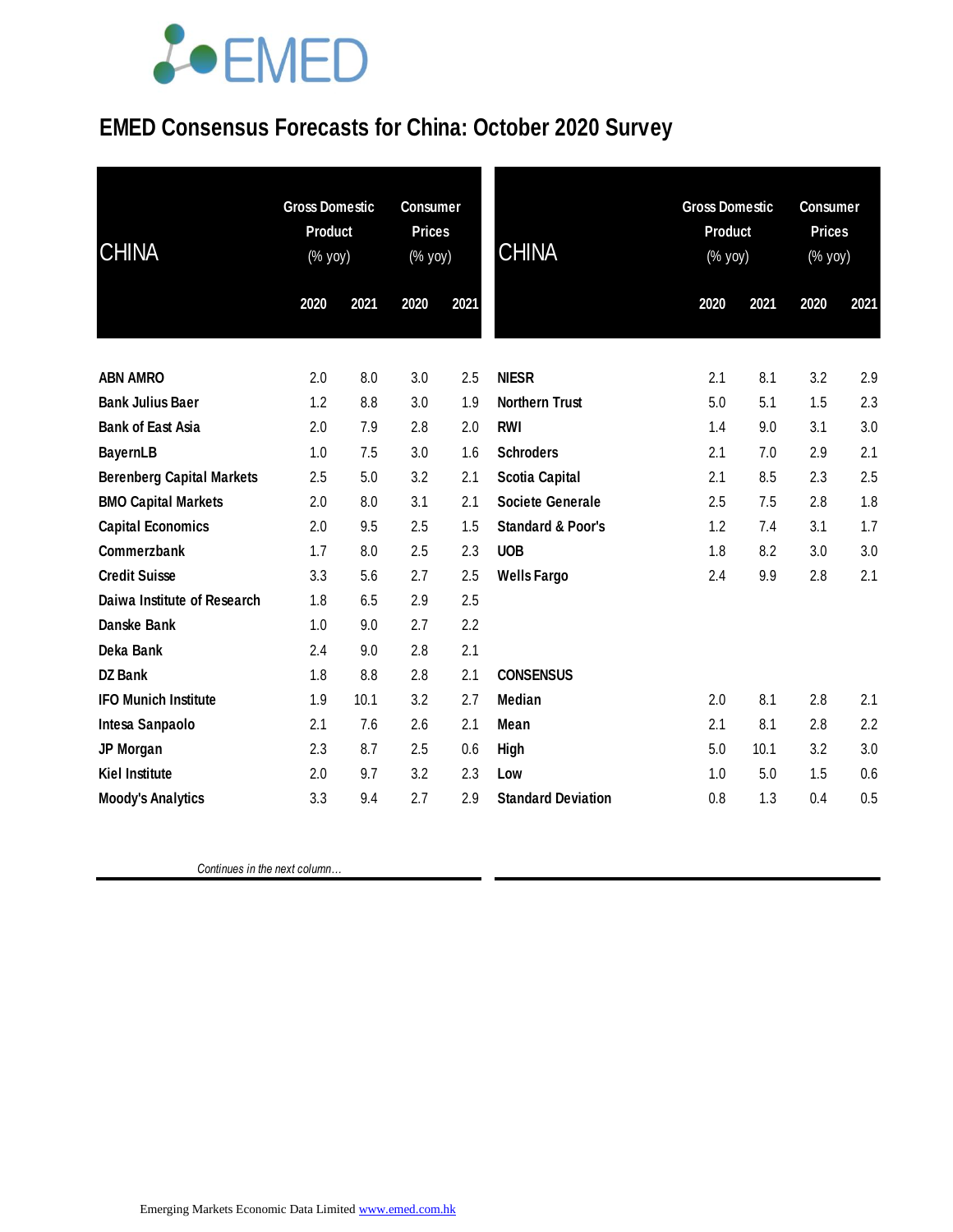# EMED Consensus Forecasts for China: October 2020 Survey

| CHINA | Gross Domestic Product (% yoy) | | Consumer Prices (% yoy) | |
|---|---|---|---|---|
| | 2020 | 2021 | 2020 | 2021 |
| **ABN AMRO** | 2.0 | 8.0 | 3.0 | 2.5 |
| **Bank Julius Baer** | 1.2 | 8.8 | 3.0 | 1.9 |
| **Bank of East Asia** | 2.0 | 7.9 | 2.8 | 2.0 |
| **BayernLB** | 1.0 | 7.5 | 3.0 | 1.6 |
| **Berenberg Capital Markets** | 2.5 | 5.0 | 3.2 | 2.1 |
| **BMO Capital Markets** | 2.0 | 8.0 | 3.1 | 2.1 |
| **Capital Economics** | 2.0 | 9.5 | 2.5 | 1.5 |
| **Commerzbank** | 1.7 | 8.0 | 2.5 | 2.3 |
| **Credit Suisse** | 3.3 | 5.6 | 2.7 | 2.5 |
| **Daiwa Institute of Research** | 1.8 | 6.5 | 2.9 | 2.5 |
| **Danske Bank** | 1.0 | 9.0 | 2.7 | 2.2 |
| **Deka Bank** | 2.4 | 9.0 | 2.8 | 2.1 |
| **DZ Bank** | 1.8 | 8.8 | 2.8 | 2.1 |
| **IFO Munich Institute** | 1.9 | 10.1 | 3.2 | 2.7 |
| **Intesa Sanpaolo** | 2.1 | 7.6 | 2.6 | 2.1 |
| **JP Morgan** | 2.3 | 8.7 | 2.5 | 0.6 |
| **Kiel Institute** | 2.0 | 9.7 | 3.2 | 2.3 |
| **Moody's Analytics** | 3.3 | 9.4 | 2.7 | 2.9 |
| **NIESR** | 2.1 | 8.1 | 3.2 | 2.9 |
| **Northern Trust** | 5.0 | 5.1 | 1.5 | 2.3 |
| **RWI** | 1.4 | 9.0 | 3.1 | 3.0 |
| **Schroders** | 2.1 | 7.0 | 2.9 | 2.1 |
| **Scotia Capital** | 2.1 | 8.5 | 2.3 | 2.5 |
| **Societe Generale** | 2.5 | 7.5 | 2.8 | 1.8 |
| **Standard & Poor's** | 1.2 | 7.4 | 3.1 | 1.7 |
| **UOB** | 1.8 | 8.2 | 3.0 | 3.0 |
| **Wells Fargo** | 2.4 | 9.9 | 2.8 | 2.1 |
| **CONSENSUS** | | | | |
| **Median** | 2.0 | 8.1 | 2.8 | 2.1 |
| **Mean** | 2.1 | 8.1 | 2.8 | 2.2 |
| **High** | 5.0 | 10.1 | 3.2 | 3.0 |
| **Low** | 1.0 | 5.0 | 1.5 | 0.6 |
| **Standard Deviation** | 0.8 | 1.3 | 0.4 | 0.5 |

*Continues in the next column…*

Emerging Markets Economic Data Limited www.emed.com.hk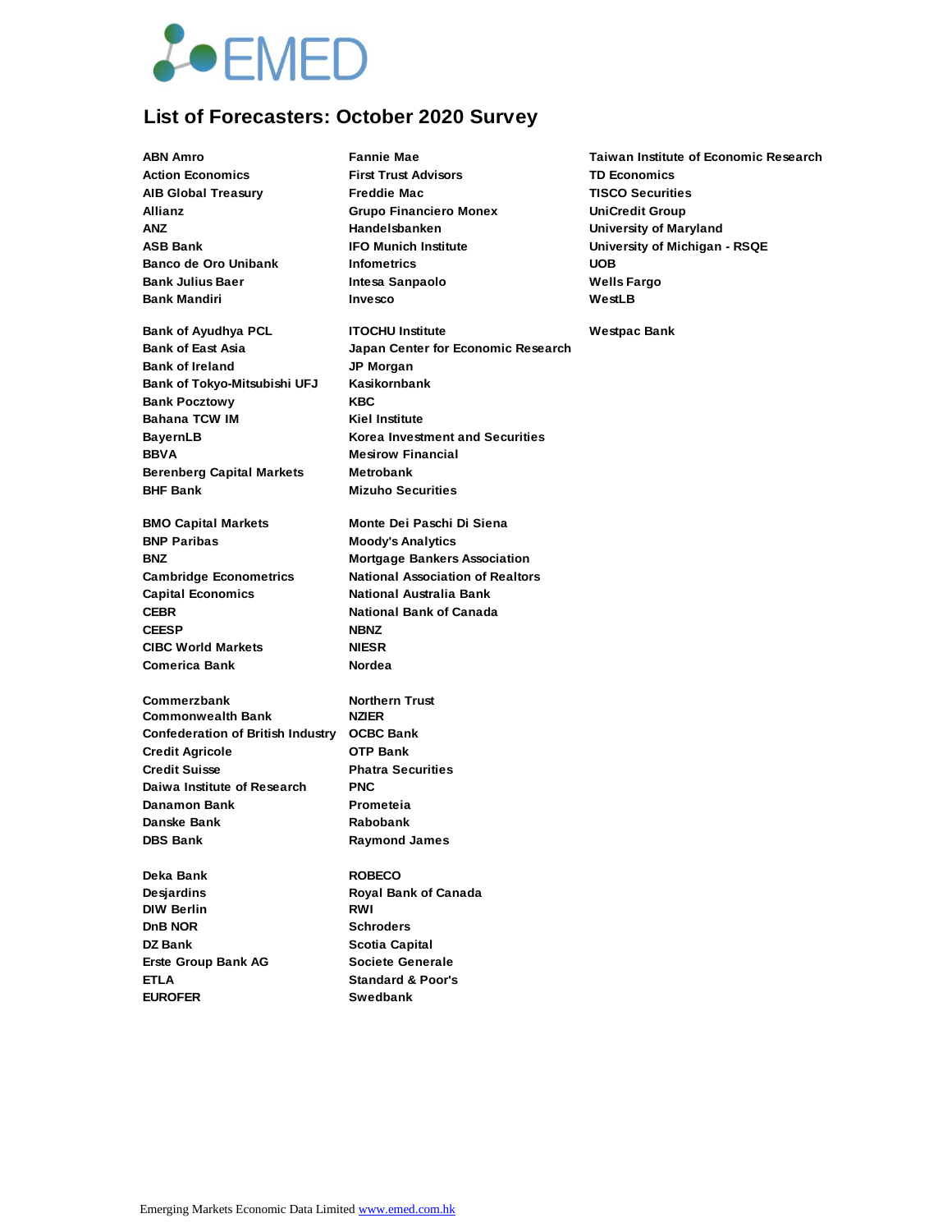# List of Forecasters: October 2020 Survey

ABN Amro
Action Economics
AIB Global Treasury
Allianz
ANZ
ASB Bank
Banco de Oro Unibank
Bank Julius Baer
Bank Mandiri

Bank of Ayudhya PCL
Bank of East Asia
Bank of Ireland
Bank of Tokyo-Mitsubishi UFJ
Bank Pocztowy
Bahana TCW IM
BayernLB
BBVA
Berenberg Capital Markets
BHF Bank

BMO Capital Markets
BNP Paribas
BNZ
Cambridge Econometrics
Capital Economics
CEBR
CEESP
CIBC World Markets
Comerica Bank

Commerzbank
Commonwealth Bank
Confederation of British Industry
Credit Agricole
Credit Suisse
Daiwa Institute of Research
Danamon Bank
Danske Bank
DBS Bank

Deka Bank
Desjardins
DIW Berlin
DnB NOR
DZ Bank
Erste Group Bank AG
ETLA
EUROFER

Fannie Mae
First Trust Advisors
Freddie Mac
Grupo Financiero Monex
Handelsbanken
IFO Munich Institute
Infometrics
Intesa Sanpaolo
Invesco

ITOCHU Institute
Japan Center for Economic Research
JP Morgan
Kasikornbank
KBC
Kiel Institute
Korea Investment and Securities
Mesirow Financial
Metrobank
Mizuho Securities

Monte Dei Paschi Di Siena
Moody's Analytics
Mortgage Bankers Association
National Association of Realtors
National Australia Bank
National Bank of Canada
NBNZ
NIESR
Nordea

Northern Trust
NZIER
OCBC Bank
OTP Bank
Phatra Securities
PNC
Prometeia
Rabobank
Raymond James

ROBECO
Royal Bank of Canada
RWI
Schroders
Scotia Capital
Societe Generale
Standard & Poor's
Swedbank

Taiwan Institute of Economic Research
TD Economics
TISCO Securities
UniCredit Group
University of Maryland
University of Michigan - RSQE
UOB
Wells Fargo
WestLB

Westpac Bank

Emerging Markets Economic Data Limited www.emed.com.hk